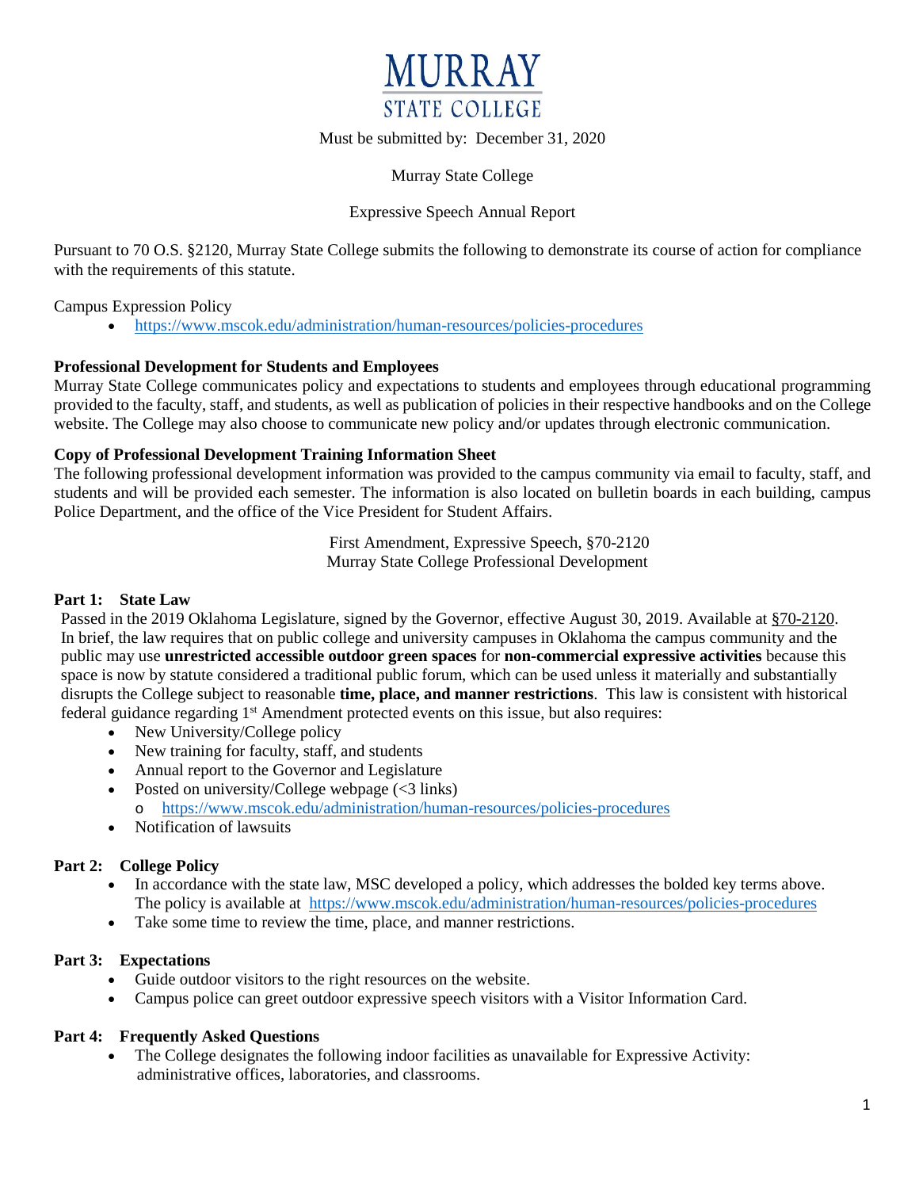**MURRAY STATE COLLEGE**

Must be submitted by: December 31, 2020

Murray State College

Expressive Speech Annual Report

Pursuant to 70 O.S. §2120, Murray State College submits the following to demonstrate its course of action for compliance with the requirements of this statute.

Campus Expression Policy

- https://www.mscok.edu/administration/human-resources/policies-procedures

**Professional Development for Students and Employees**

Murray State College communicates policy and expectations to students and employees through educational programming provided to the faculty, staff, and students, as well as publication of policies in their respective handbooks and on the College website. The College may also choose to communicate new policy and/or updates through electronic communication.

**Copy of Professional Development Training Information Sheet**

The following professional development information was provided to the campus community via email to faculty, staff, and students and will be provided each semester. The information is also located on bulletin boards in each building, campus Police Department, and the office of the Vice President for Student Affairs.

First Amendment, Expressive Speech, §70-2120
Murray State College Professional Development

**Part 1: State Law**

Passed in the 2019 Oklahoma Legislature, signed by the Governor, effective August 30, 2019. Available at §70-2120. In brief, the law requires that on public college and university campuses in Oklahoma the campus community and the public may use **unrestricted accessible outdoor green spaces** for **non-commercial expressive activities** because this space is now by statute considered a traditional public forum, which can be used unless it materially and substantially disrupts the College subject to reasonable **time, place, and manner restrictions**. This law is consistent with historical federal guidance regarding 1st Amendment protected events on this issue, but also requires:

- New University/College policy
- New training for faculty, staff, and students
- Annual report to the Governor and Legislature
- Posted on university/College webpage (<3 links)
  - https://www.mscok.edu/administration/human-resources/policies-procedures
- Notification of lawsuits

**Part 2: College Policy**

- In accordance with the state law, MSC developed a policy, which addresses the bolded key terms above. The policy is available at https://www.mscok.edu/administration/human-resources/policies-procedures
- Take some time to review the time, place, and manner restrictions.

**Part 3: Expectations**

- Guide outdoor visitors to the right resources on the website.
- Campus police can greet outdoor expressive speech visitors with a Visitor Information Card.

**Part 4: Frequently Asked Questions**

- The College designates the following indoor facilities as unavailable for Expressive Activity: administrative offices, laboratories, and classrooms.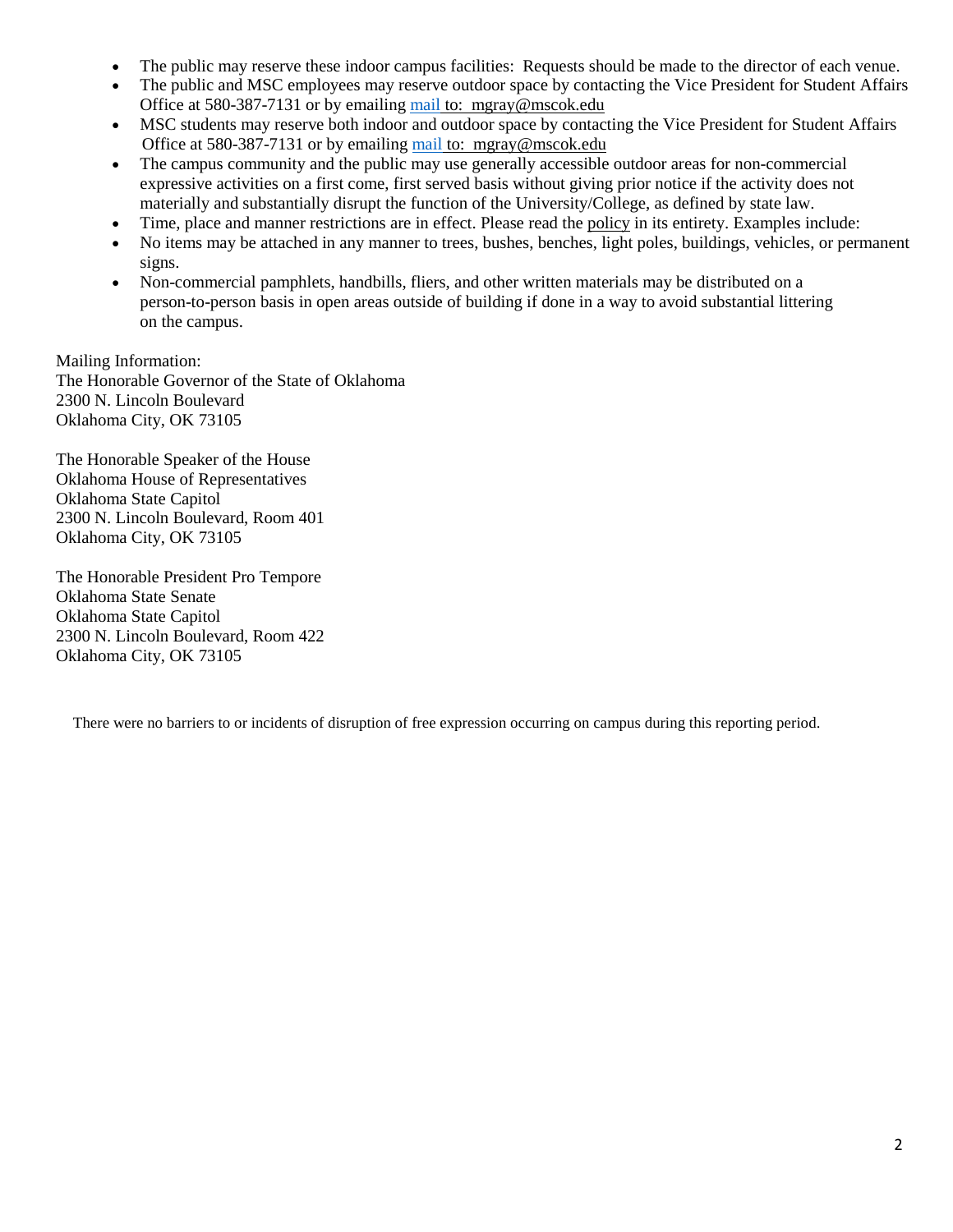- The public may reserve these indoor campus facilities: Requests should be made to the director of each venue.
- The public and MSC employees may reserve outdoor space by contacting the Vice President for Student Affairs Office at 580-387-7131 or by emailing mail to: mgray@mscok.edu
- MSC students may reserve both indoor and outdoor space by contacting the Vice President for Student Affairs Office at 580-387-7131 or by emailing mail to: mgray@mscok.edu
- The campus community and the public may use generally accessible outdoor areas for non-commercial expressive activities on a first come, first served basis without giving prior notice if the activity does not materially and substantially disrupt the function of the University/College, as defined by state law.
- Time, place and manner restrictions are in effect. Please read the policy in its entirety. Examples include:
- No items may be attached in any manner to trees, bushes, benches, light poles, buildings, vehicles, or permanent signs.
- Non-commercial pamphlets, handbills, fliers, and other written materials may be distributed on a person-to-person basis in open areas outside of building if done in a way to avoid substantial littering on the campus.

Mailing Information:
The Honorable Governor of the State of Oklahoma
2300 N. Lincoln Boulevard
Oklahoma City, OK 73105

The Honorable Speaker of the House
Oklahoma House of Representatives
Oklahoma State Capitol
2300 N. Lincoln Boulevard, Room 401
Oklahoma City, OK 73105

The Honorable President Pro Tempore
Oklahoma State Senate
Oklahoma State Capitol
2300 N. Lincoln Boulevard, Room 422
Oklahoma City, OK 73105

There were no barriers to or incidents of disruption of free expression occurring on campus during this reporting period.